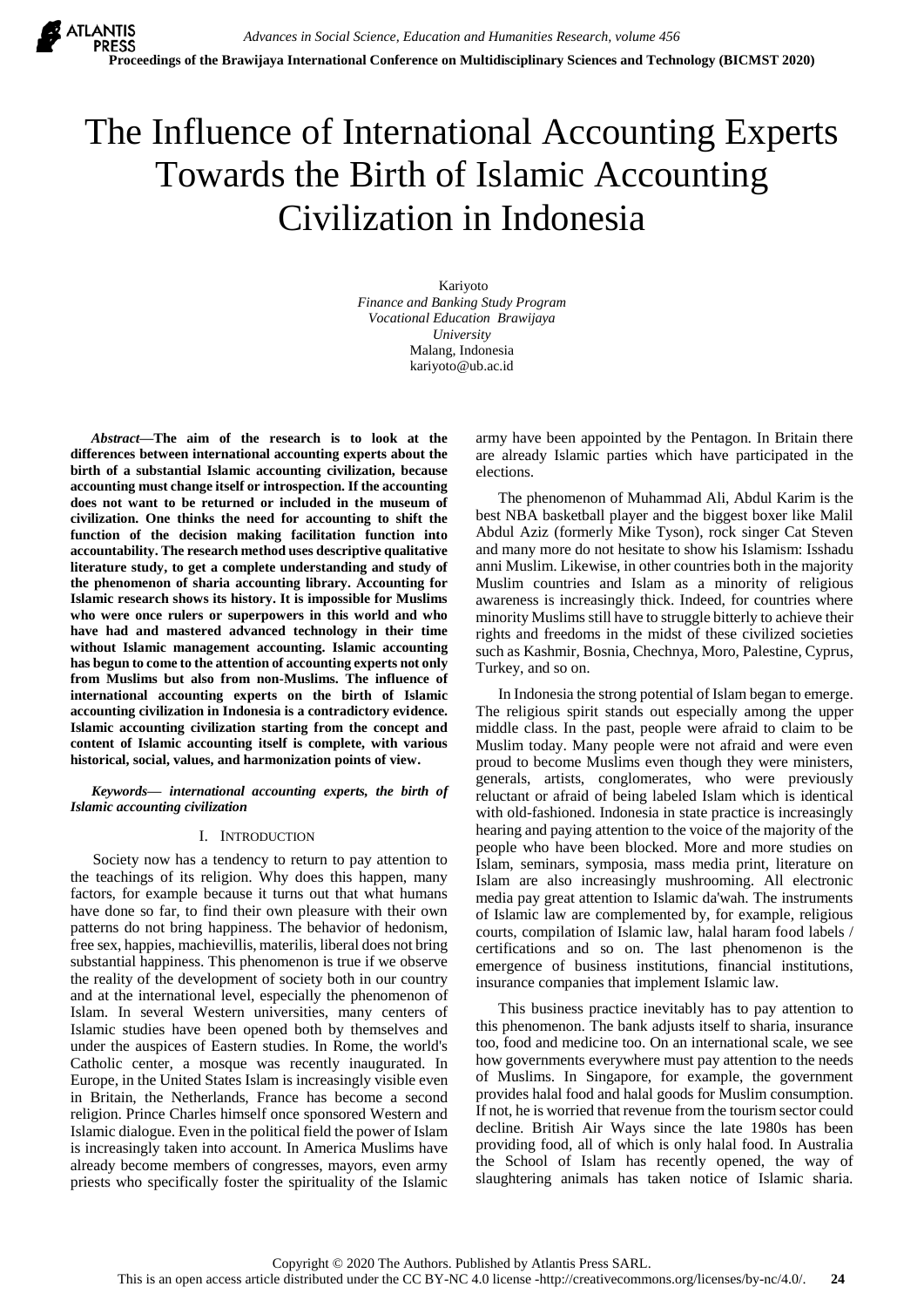# The Influence of International Accounting Experts Towards the Birth of Islamic Accounting Civilization in Indonesia

Kariyoto
*Finance and Banking Study Program*
*Vocational Education Brawijaya University*
Malang, Indonesia
kariyoto@ub.ac.id

***Abstract*—The aim of the research is to look at the differences between international accounting experts about the birth of a substantial Islamic accounting civilization, because accounting must change itself or introspection. If the accounting does not want to be returned or included in the museum of civilization. One thinks the need for accounting to shift the function of the decision making facilitation function into accountability. The research method uses descriptive qualitative literature study, to get a complete understanding and study of the phenomenon of sharia accounting library. Accounting for Islamic research shows its history. It is impossible for Muslims who were once rulers or superpowers in this world and who have had and mastered advanced technology in their time without Islamic management accounting. Islamic accounting has begun to come to the attention of accounting experts not only from Muslims but also from non-Muslims. The influence of international accounting experts on the birth of Islamic accounting civilization in Indonesia is a contradictory evidence. Islamic accounting civilization starting from the concept and content of Islamic accounting itself is complete, with various historical, social, values, and harmonization points of view.**

***Keywords— international accounting experts, the birth of Islamic accounting civilization***

## I. Introduction

Society now has a tendency to return to pay attention to the teachings of its religion. Why does this happen, many factors, for example because it turns out that what humans have done so far, to find their own pleasure with their own patterns do not bring happiness. The behavior of hedonism, free sex, happies, machievillis, materilis, liberal does not bring substantial happiness. This phenomenon is true if we observe the reality of the development of society both in our country and at the international level, especially the phenomenon of Islam. In several Western universities, many centers of Islamic studies have been opened both by themselves and under the auspices of Eastern studies. In Rome, the world's Catholic center, a mosque was recently inaugurated. In Europe, in the United States Islam is increasingly visible even in Britain, the Netherlands, France has become a second religion. Prince Charles himself once sponsored Western and Islamic dialogue. Even in the political field the power of Islam is increasingly taken into account. In America Muslims have already become members of congresses, mayors, even army priests who specifically foster the spirituality of the Islamic army have been appointed by the Pentagon. In Britain there are already Islamic parties which have participated in the elections.

The phenomenon of Muhammad Ali, Abdul Karim is the best NBA basketball player and the biggest boxer like Malil Abdul Aziz (formerly Mike Tyson), rock singer Cat Steven and many more do not hesitate to show his Islamism: Isshadu anni Muslim. Likewise, in other countries both in the majority Muslim countries and Islam as a minority of religious awareness is increasingly thick. Indeed, for countries where minority Muslims still have to struggle bitterly to achieve their rights and freedoms in the midst of these civilized societies such as Kashmir, Bosnia, Chechnya, Moro, Palestine, Cyprus, Turkey, and so on.

In Indonesia the strong potential of Islam began to emerge. The religious spirit stands out especially among the upper middle class. In the past, people were afraid to claim to be Muslim today. Many people were not afraid and were even proud to become Muslims even though they were ministers, generals, artists, conglomerates, who were previously reluctant or afraid of being labeled Islam which is identical with old-fashioned. Indonesia in state practice is increasingly hearing and paying attention to the voice of the majority of the people who have been blocked. More and more studies on Islam, seminars, symposia, mass media print, literature on Islam are also increasingly mushrooming. All electronic media pay great attention to Islamic da'wah. The instruments of Islamic law are complemented by, for example, religious courts, compilation of Islamic law, halal haram food labels / certifications and so on. The last phenomenon is the emergence of business institutions, financial institutions, insurance companies that implement Islamic law.

This business practice inevitably has to pay attention to this phenomenon. The bank adjusts itself to sharia, insurance too, food and medicine too. On an international scale, we see how governments everywhere must pay attention to the needs of Muslims. In Singapore, for example, the government provides halal food and halal goods for Muslim consumption. If not, he is worried that revenue from the tourism sector could decline. British Air Ways since the late 1980s has been providing food, all of which is only halal food. In Australia the School of Islam has recently opened, the way of slaughtering animals has taken notice of Islamic sharia.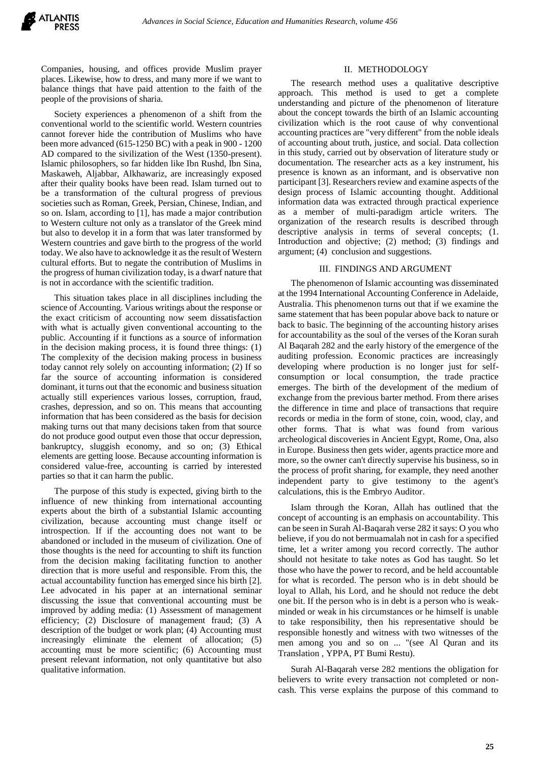Companies, housing, and offices provide Muslim prayer places. Likewise, how to dress, and many more if we want to balance things that have paid attention to the faith of the people of the provisions of sharia.

Society experiences a phenomenon of a shift from the conventional world to the scientific world. Western countries cannot forever hide the contribution of Muslims who have been more advanced (615-1250 BC) with a peak in 900 - 1200 AD compared to the sivilization of the West (1350-present). Islamic philosophers, so far hidden like Ibn Rushd, Ibn Sina, Maskaweh, Aljabbar, Alkhawariz, are increasingly exposed after their quality books have been read. Islam turned out to be a transformation of the cultural progress of previous societies such as Roman, Greek, Persian, Chinese, Indian, and so on. Islam, according to [1], has made a major contribution to Western culture not only as a translator of the Greek mind but also to develop it in a form that was later transformed by Western countries and gave birth to the progress of the world today. We also have to acknowledge it as the result of Western cultural efforts. But to negate the contribution of Muslims in the progress of human civilization today, is a dwarf nature that is not in accordance with the scientific tradition.

This situation takes place in all disciplines including the science of Accounting. Various writings about the response or the exact criticism of accounting now seem dissatisfaction with what is actually given conventional accounting to the public. Accounting if it functions as a source of information in the decision making process, it is found three things: (1) The complexity of the decision making process in business today cannot rely solely on accounting information; (2) If so far the source of accounting information is considered dominant, it turns out that the economic and business situation actually still experiences various losses, corruption, fraud, crashes, depression, and so on. This means that accounting information that has been considered as the basis for decision making turns out that many decisions taken from that source do not produce good output even those that occur depression, bankruptcy, sluggish economy, and so on; (3) Ethical elements are getting loose. Because accounting information is considered value-free, accounting is carried by interested parties so that it can harm the public.

The purpose of this study is expected, giving birth to the influence of new thinking from international accounting experts about the birth of a substantial Islamic accounting civilization, because accounting must change itself or introspection. If if the accounting does not want to be abandoned or included in the museum of civilization. One of those thoughts is the need for accounting to shift its function from the decision making facilitating function to another direction that is more useful and responsible. From this, the actual accountability function has emerged since his birth [2]. Lee advocated in his paper at an international seminar discussing the issue that conventional accounting must be improved by adding media: (1) Assessment of management efficiency; (2) Disclosure of management fraud; (3) A description of the budget or work plan; (4) Accounting must increasingly eliminate the element of allocation; (5) accounting must be more scientific; (6) Accounting must present relevant information, not only quantitative but also qualitative information.

## II. METHODOLOGY

The research method uses a qualitative descriptive approach. This method is used to get a complete understanding and picture of the phenomenon of literature about the concept towards the birth of an Islamic accounting civilization which is the root cause of why conventional accounting practices are "very different" from the noble ideals of accounting about truth, justice, and social. Data collection in this study, carried out by observation of literature study or documentation. The researcher acts as a key instrument, his presence is known as an informant, and is observative non participant [3]. Researchers review and examine aspects of the design process of Islamic accounting thought. Additional information data was extracted through practical experience as a member of multi-paradigm article writers. The organization of the research results is described through descriptive analysis in terms of several concepts; (1. Introduction and objective; (2) method; (3) findings and argument; (4) conclusion and suggestions.

## III. FINDINGS AND ARGUMENT

The phenomenon of Islamic accounting was disseminated at the 1994 International Accounting Conference in Adelaide, Australia. This phenomenon turns out that if we examine the same statement that has been popular above back to nature or back to basic. The beginning of the accounting history arises for accountability as the soul of the verses of the Koran surah Al Baqarah 282 and the early history of the emergence of the auditing profession. Economic practices are increasingly developing where production is no longer just for self-consumption or local consumption, the trade practice emerges. The birth of the development of the medium of exchange from the previous barter method. From there arises the difference in time and place of transactions that require records or media in the form of stone, coin, wood, clay, and other forms. That is what was found from various archeological discoveries in Ancient Egypt, Rome, Ona, also in Europe. Business then gets wider, agents practice more and more, so the owner can't directly supervise his business, so in the process of profit sharing, for example, they need another independent party to give testimony to the agent's calculations, this is the Embryo Auditor.

Islam through the Koran, Allah has outlined that the concept of accounting is an emphasis on accountability. This can be seen in Surah Al-Baqarah verse 282 it says: O you who believe, if you do not bermuamalah not in cash for a specified time, let a writer among you record correctly. The author should not hesitate to take notes as God has taught. So let those who have the power to record, and be held accountable for what is recorded. The person who is in debt should be loyal to Allah, his Lord, and he should not reduce the debt one bit. If the person who is in debt is a person who is weak-minded or weak in his circumstances or he himself is unable to take responsibility, then his representative should be responsible honestly and witness with two witnesses of the men among you and so on ... "(see Al Quran and its Translation , YPPA, PT Bumi Restu).

Surah Al-Baqarah verse 282 mentions the obligation for believers to write every transaction not completed or non-cash. This verse explains the purpose of this command to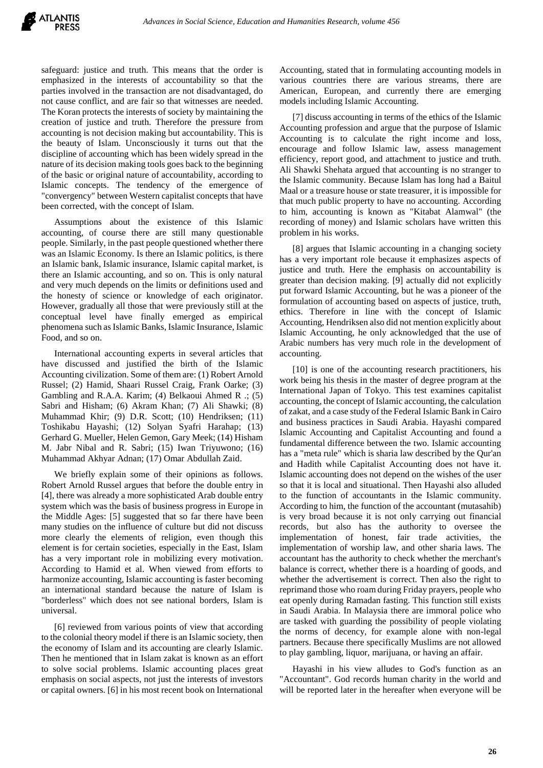safeguard: justice and truth. This means that the order is emphasized in the interests of accountability so that the parties involved in the transaction are not disadvantaged, do not cause conflict, and are fair so that witnesses are needed. The Koran protects the interests of society by maintaining the creation of justice and truth. Therefore the pressure from accounting is not decision making but accountability. This is the beauty of Islam. Unconsciously it turns out that the discipline of accounting which has been widely spread in the nature of its decision making tools goes back to the beginning of the basic or original nature of accountability, according to Islamic concepts. The tendency of the emergence of "convergency" between Western capitalist concepts that have been corrected, with the concept of Islam.

Assumptions about the existence of this Islamic accounting, of course there are still many questionable people. Similarly, in the past people questioned whether there was an Islamic Economy. Is there an Islamic politics, is there an Islamic bank, Islamic insurance, Islamic capital market, is there an Islamic accounting, and so on. This is only natural and very much depends on the limits or definitions used and the honesty of science or knowledge of each originator. However, gradually all those that were previously still at the conceptual level have finally emerged as empirical phenomena such as Islamic Banks, Islamic Insurance, Islamic Food, and so on.

International accounting experts in several articles that have discussed and justified the birth of the Islamic Accounting civilization. Some of them are: (1) Robert Arnold Russel; (2) Hamid, Shaari Russel Craig, Frank Oarke; (3) Gambling and R.A.A. Karim; (4) Belkaoui Ahmed R .; (5) Sabri and Hisham; (6) Akram Khan; (7) Ali Shawki; (8) Muhammad Khir; (9) D.R. Scott; (10) Hendriksen; (11) Toshikabu Hayashi; (12) Solyan Syafri Harahap; (13) Gerhard G. Mueller, Helen Gemon, Gary Meek; (14) Hisham M. Jabr Nibal and R. Sabri; (15) Iwan Triyuwono; (16) Muhammad Akhyar Adnan; (17) Omar Abdullah Zaid.

We briefly explain some of their opinions as follows. Robert Arnold Russel argues that before the double entry in [4], there was already a more sophisticated Arab double entry system which was the basis of business progress in Europe in the Middle Ages: [5] suggested that so far there have been many studies on the influence of culture but did not discuss more clearly the elements of religion, even though this element is for certain societies, especially in the East, Islam has a very important role in mobilizing every motivation. According to Hamid et al. When viewed from efforts to harmonize accounting, Islamic accounting is faster becoming an international standard because the nature of Islam is "borderless" which does not see national borders, Islam is universal.

[6] reviewed from various points of view that according to the colonial theory model if there is an Islamic society, then the economy of Islam and its accounting are clearly Islamic. Then he mentioned that in Islam zakat is known as an effort to solve social problems. Islamic accounting places great emphasis on social aspects, not just the interests of investors or capital owners. [6] in his most recent book on International Accounting, stated that in formulating accounting models in various countries there are various streams, there are American, European, and currently there are emerging models including Islamic Accounting.

[7] discuss accounting in terms of the ethics of the Islamic Accounting profession and argue that the purpose of Islamic Accounting is to calculate the right income and loss, encourage and follow Islamic law, assess management efficiency, report good, and attachment to justice and truth. Ali Shawki Shehata argued that accounting is no stranger to the Islamic community. Because Islam has long had a Baitul Maal or a treasure house or state treasurer, it is impossible for that much public property to have no accounting. According to him, accounting is known as "Kitabat Alamwal" (the recording of money) and Islamic scholars have written this problem in his works.

[8] argues that Islamic accounting in a changing society has a very important role because it emphasizes aspects of justice and truth. Here the emphasis on accountability is greater than decision making. [9] actually did not explicitly put forward Islamic Accounting, but he was a pioneer of the formulation of accounting based on aspects of justice, truth, ethics. Therefore in line with the concept of Islamic Accounting, Hendriksen also did not mention explicitly about Islamic Accounting, he only acknowledged that the use of Arabic numbers has very much role in the development of accounting.

[10] is one of the accounting research practitioners, his work being his thesis in the master of degree program at the International Japan of Tokyo. This test examines capitalist accounting, the concept of Islamic accounting, the calculation of zakat, and a case study of the Federal Islamic Bank in Cairo and business practices in Saudi Arabia. Hayashi compared Islamic Accounting and Capitalist Accounting and found a fundamental difference between the two. Islamic accounting has a "meta rule" which is sharia law described by the Qur'an and Hadith while Capitalist Accounting does not have it. Islamic accounting does not depend on the wishes of the user so that it is local and situational. Then Hayashi also alluded to the function of accountants in the Islamic community. According to him, the function of the accountant (mutasahib) is very broad because it is not only carrying out financial records, but also has the authority to oversee the implementation of honest, fair trade activities, the implementation of worship law, and other sharia laws. The accountant has the authority to check whether the merchant's balance is correct, whether there is a hoarding of goods, and whether the advertisement is correct. Then also the right to reprimand those who roam during Friday prayers, people who eat openly during Ramadan fasting. This function still exists in Saudi Arabia. In Malaysia there are immoral police who are tasked with guarding the possibility of people violating the norms of decency, for example alone with non-legal partners. Because there specifically Muslims are not allowed to play gambling, liquor, marijuana, or having an affair.

Hayashi in his view alludes to God's function as an "Accountant". God records human charity in the world and will be reported later in the hereafter when everyone will be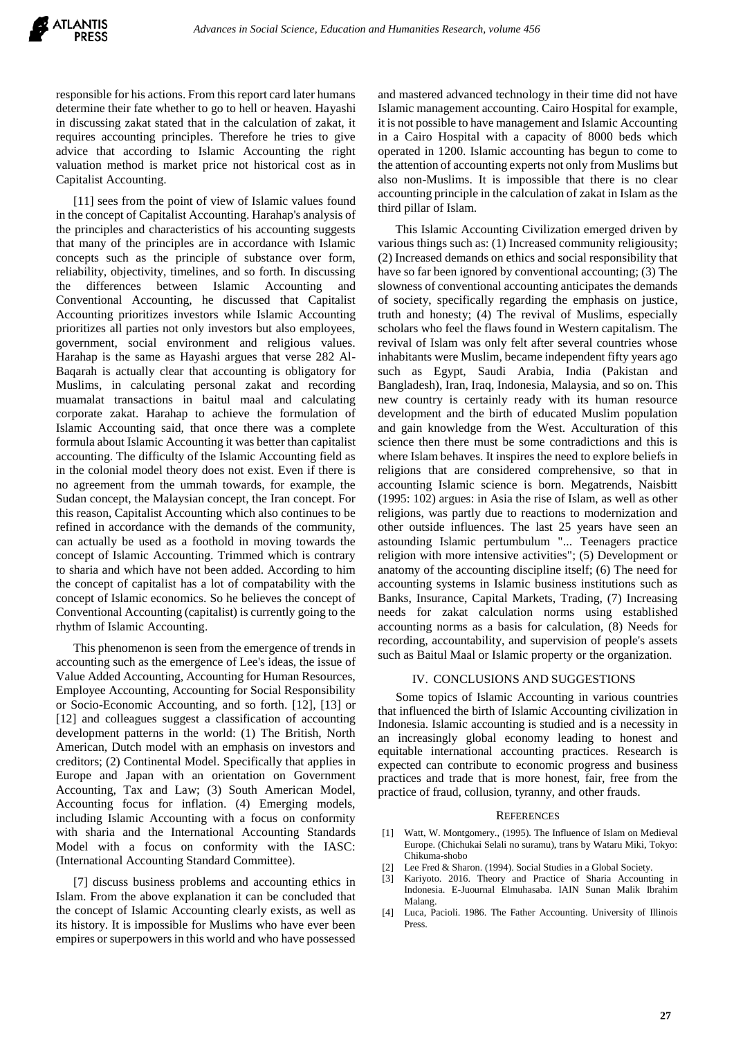responsible for his actions. From this report card later humans determine their fate whether to go to hell or heaven. Hayashi in discussing zakat stated that in the calculation of zakat, it requires accounting principles. Therefore he tries to give advice that according to Islamic Accounting the right valuation method is market price not historical cost as in Capitalist Accounting.

[11] sees from the point of view of Islamic values found in the concept of Capitalist Accounting. Harahap's analysis of the principles and characteristics of his accounting suggests that many of the principles are in accordance with Islamic concepts such as the principle of substance over form, reliability, objectivity, timelines, and so forth. In discussing the differences between Islamic Accounting and Conventional Accounting, he discussed that Capitalist Accounting prioritizes investors while Islamic Accounting prioritizes all parties not only investors but also employees, government, social environment and religious values. Harahap is the same as Hayashi argues that verse 282 Al-Baqarah is actually clear that accounting is obligatory for Muslims, in calculating personal zakat and recording muamalat transactions in baitul maal and calculating corporate zakat. Harahap to achieve the formulation of Islamic Accounting said, that once there was a complete formula about Islamic Accounting it was better than capitalist accounting. The difficulty of the Islamic Accounting field as in the colonial model theory does not exist. Even if there is no agreement from the ummah towards, for example, the Sudan concept, the Malaysian concept, the Iran concept. For this reason, Capitalist Accounting which also continues to be refined in accordance with the demands of the community, can actually be used as a foothold in moving towards the concept of Islamic Accounting. Trimmed which is contrary to sharia and which have not been added. According to him the concept of capitalist has a lot of compatability with the concept of Islamic economics. So he believes the concept of Conventional Accounting (capitalist) is currently going to the rhythm of Islamic Accounting.

This phenomenon is seen from the emergence of trends in accounting such as the emergence of Lee's ideas, the issue of Value Added Accounting, Accounting for Human Resources, Employee Accounting, Accounting for Social Responsibility or Socio-Economic Accounting, and so forth. [12], [13] or [12] and colleagues suggest a classification of accounting development patterns in the world: (1) The British, North American, Dutch model with an emphasis on investors and creditors; (2) Continental Model. Specifically that applies in Europe and Japan with an orientation on Government Accounting, Tax and Law; (3) South American Model, Accounting focus for inflation. (4) Emerging models, including Islamic Accounting with a focus on conformity with sharia and the International Accounting Standards Model with a focus on conformity with the IASC: (International Accounting Standard Committee).

[7] discuss business problems and accounting ethics in Islam. From the above explanation it can be concluded that the concept of Islamic Accounting clearly exists, as well as its history. It is impossible for Muslims who have ever been empires or superpowers in this world and who have possessed and mastered advanced technology in their time did not have Islamic management accounting. Cairo Hospital for example, it is not possible to have management and Islamic Accounting in a Cairo Hospital with a capacity of 8000 beds which operated in 1200. Islamic accounting has begun to come to the attention of accounting experts not only from Muslims but also non-Muslims. It is impossible that there is no clear accounting principle in the calculation of zakat in Islam as the third pillar of Islam.

This Islamic Accounting Civilization emerged driven by various things such as: (1) Increased community religiousity; (2) Increased demands on ethics and social responsibility that have so far been ignored by conventional accounting; (3) The slowness of conventional accounting anticipates the demands of society, specifically regarding the emphasis on justice, truth and honesty; (4) The revival of Muslims, especially scholars who feel the flaws found in Western capitalism. The revival of Islam was only felt after several countries whose inhabitants were Muslim, became independent fifty years ago such as Egypt, Saudi Arabia, India (Pakistan and Bangladesh), Iran, Iraq, Indonesia, Malaysia, and so on. This new country is certainly ready with its human resource development and the birth of educated Muslim population and gain knowledge from the West. Acculturation of this science then there must be some contradictions and this is where Islam behaves. It inspires the need to explore beliefs in religions that are considered comprehensive, so that in accounting Islamic science is born. Megatrends, Naisbitt (1995: 102) argues: in Asia the rise of Islam, as well as other religions, was partly due to reactions to modernization and other outside influences. The last 25 years have seen an astounding Islamic pertumbulum "... Teenagers practice religion with more intensive activities"; (5) Development or anatomy of the accounting discipline itself; (6) The need for accounting systems in Islamic business institutions such as Banks, Insurance, Capital Markets, Trading, (7) Increasing needs for zakat calculation norms using established accounting norms as a basis for calculation, (8) Needs for recording, accountability, and supervision of people's assets such as Baitul Maal or Islamic property or the organization.

## IV. CONCLUSIONS AND SUGGESTIONS

Some topics of Islamic Accounting in various countries that influenced the birth of Islamic Accounting civilization in Indonesia. Islamic accounting is studied and is a necessity in an increasingly global economy leading to honest and equitable international accounting practices. Research is expected can contribute to economic progress and business practices and trade that is more honest, fair, free from the practice of fraud, collusion, tyranny, and other frauds.

## REFERENCES

[1] Watt, W. Montgomery., (1995). The Influence of Islam on Medieval Europe. (Chichukai Selali no suramu), trans by Wataru Miki, Tokyo: Chikuma-shobo

[2] Lee Fred & Sharon. (1994). Social Studies in a Global Society.

[3] Kariyoto. 2016. Theory and Practice of Sharia Accounting in Indonesia. E-Juournal Elmuhasaba. IAIN Sunan Malik Ibrahim Malang.

[4] Luca, Pacioli. 1986. The Father Accounting. University of Illinois Press.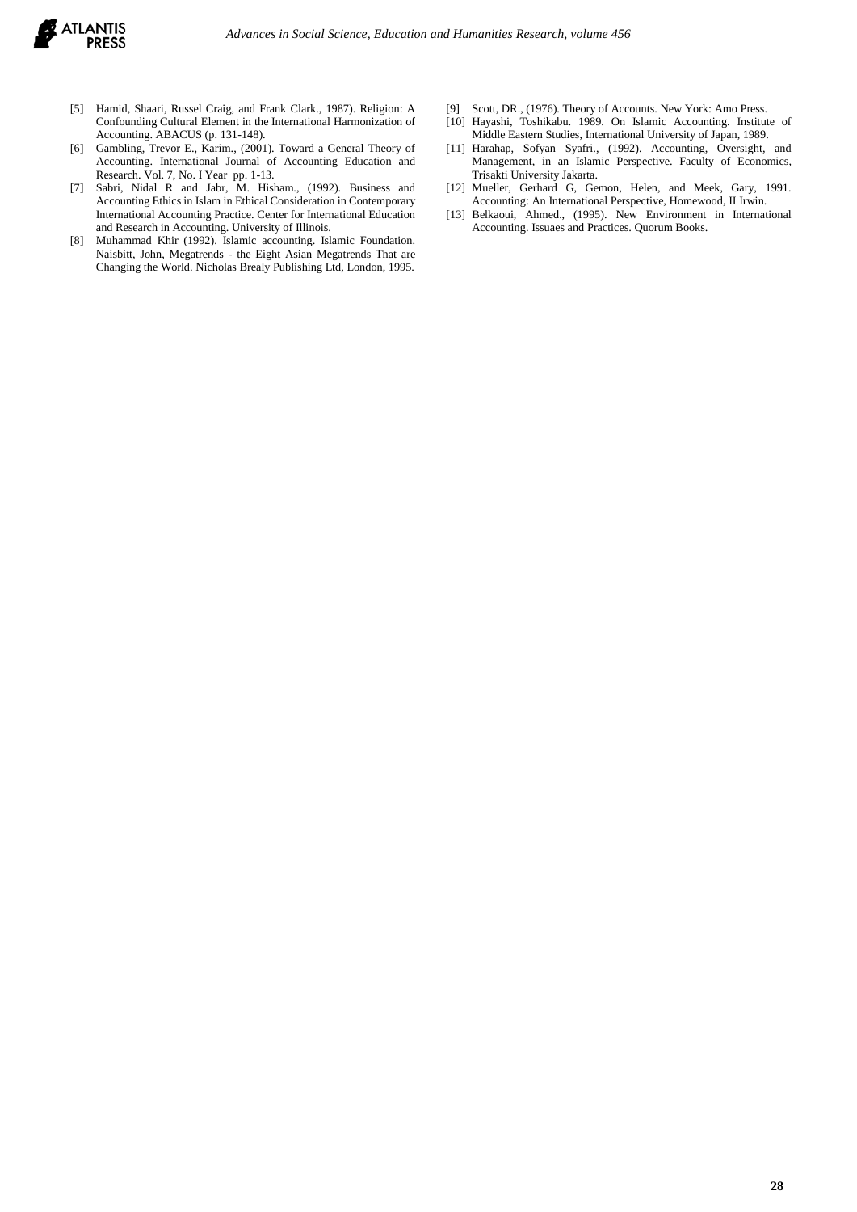[5] Hamid, Shaari, Russel Craig, and Frank Clark., 1987). Religion: A Confounding Cultural Element in the International Harmonization of Accounting. ABACUS (p. 131-148).

[6] Gambling, Trevor E., Karim., (2001). Toward a General Theory of Accounting. International Journal of Accounting Education and Research. Vol. 7, No. I Year pp. 1-13.

[7] Sabri, Nidal R and Jabr, M. Hisham., (1992). Business and Accounting Ethics in Islam in Ethical Consideration in Contemporary International Accounting Practice. Center for International Education and Research in Accounting. University of Illinois.

[8] Muhammad Khir (1992). Islamic accounting. Islamic Foundation. Naisbitt, John, Megatrends - the Eight Asian Megatrends That are Changing the World. Nicholas Brealy Publishing Ltd, London, 1995.

[9] Scott, DR., (1976). Theory of Accounts. New York: Amo Press.

[10] Hayashi, Toshikabu. 1989. On Islamic Accounting. Institute of Middle Eastern Studies, International University of Japan, 1989.

[11] Harahap, Sofyan Syafri., (1992). Accounting, Oversight, and Management, in an Islamic Perspective. Faculty of Economics, Trisakti University Jakarta.

[12] Mueller, Gerhard G, Gemon, Helen, and Meek, Gary, 1991. Accounting: An International Perspective, Homewood, II Irwin.

[13] Belkaoui, Ahmed., (1995). New Environment in International Accounting. Issuaes and Practices. Quorum Books.